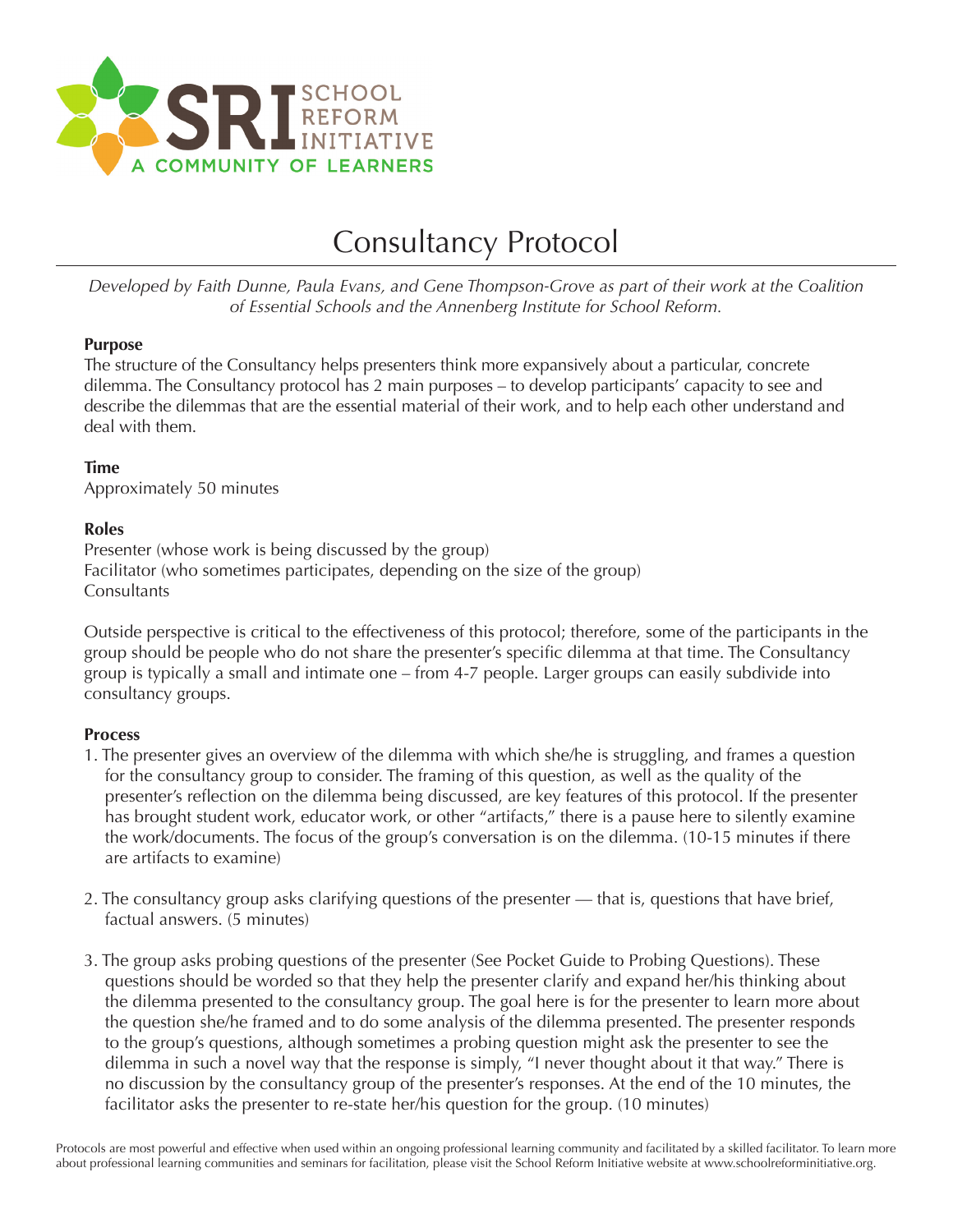SRI SCHOOL REFORM INITIATIVE
A COMMUNITY OF LEARNERS

# Consultancy Protocol

*Developed by Faith Dunne, Paula Evans, and Gene Thompson-Grove as part of their work at the Coalition of Essential Schools and the Annenberg Institute for School Reform.*

**Purpose**
The structure of the Consultancy helps presenters think more expansively about a particular, concrete dilemma. The Consultancy protocol has 2 main purposes – to develop participants' capacity to see and describe the dilemmas that are the essential material of their work, and to help each other understand and deal with them.

**Time**
Approximately 50 minutes

**Roles**
Presenter (whose work is being discussed by the group)
Facilitator (who sometimes participates, depending on the size of the group)
Consultants

Outside perspective is critical to the effectiveness of this protocol; therefore, some of the participants in the group should be people who do not share the presenter's specific dilemma at that time. The Consultancy group is typically a small and intimate one – from 4-7 people. Larger groups can easily subdivide into consultancy groups.

**Process**

1. The presenter gives an overview of the dilemma with which she/he is struggling, and frames a question for the consultancy group to consider. The framing of this question, as well as the quality of the presenter's reflection on the dilemma being discussed, are key features of this protocol. If the presenter has brought student work, educator work, or other "artifacts," there is a pause here to silently examine the work/documents. The focus of the group's conversation is on the dilemma. (10-15 minutes if there are artifacts to examine)

2. The consultancy group asks clarifying questions of the presenter — that is, questions that have brief, factual answers. (5 minutes)

3. The group asks probing questions of the presenter (See Pocket Guide to Probing Questions). These questions should be worded so that they help the presenter clarify and expand her/his thinking about the dilemma presented to the consultancy group. The goal here is for the presenter to learn more about the question she/he framed and to do some analysis of the dilemma presented. The presenter responds to the group's questions, although sometimes a probing question might ask the presenter to see the dilemma in such a novel way that the response is simply, "I never thought about it that way." There is no discussion by the consultancy group of the presenter's responses. At the end of the 10 minutes, the facilitator asks the presenter to re-state her/his question for the group. (10 minutes)

Protocols are most powerful and effective when used within an ongoing professional learning community and facilitated by a skilled facilitator. To learn more about professional learning communities and seminars for facilitation, please visit the School Reform Initiative website at www.schoolreforminitiative.org.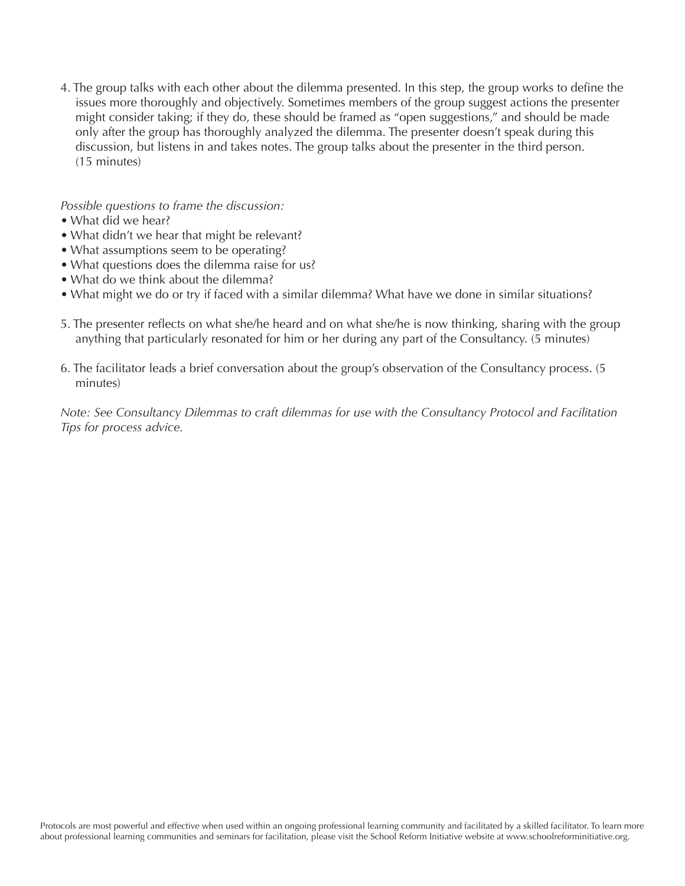4. The group talks with each other about the dilemma presented. In this step, the group works to define the issues more thoroughly and objectively. Sometimes members of the group suggest actions the presenter might consider taking; if they do, these should be framed as "open suggestions," and should be made only after the group has thoroughly analyzed the dilemma. The presenter doesn't speak during this discussion, but listens in and takes notes. The group talks about the presenter in the third person. (15 minutes)

*Possible questions to frame the discussion:*

- What did we hear?
- What didn't we hear that might be relevant?
- What assumptions seem to be operating?
- What questions does the dilemma raise for us?
- What do we think about the dilemma?
- What might we do or try if faced with a similar dilemma? What have we done in similar situations?

5. The presenter reflects on what she/he heard and on what she/he is now thinking, sharing with the group anything that particularly resonated for him or her during any part of the Consultancy. (5 minutes)

6. The facilitator leads a brief conversation about the group's observation of the Consultancy process. (5 minutes)

*Note: See Consultancy Dilemmas to craft dilemmas for use with the Consultancy Protocol and Facilitation Tips for process advice.*

Protocols are most powerful and effective when used within an ongoing professional learning community and facilitated by a skilled facilitator. To learn more about professional learning communities and seminars for facilitation, please visit the School Reform Initiative website at www.schoolreforminitiative.org.